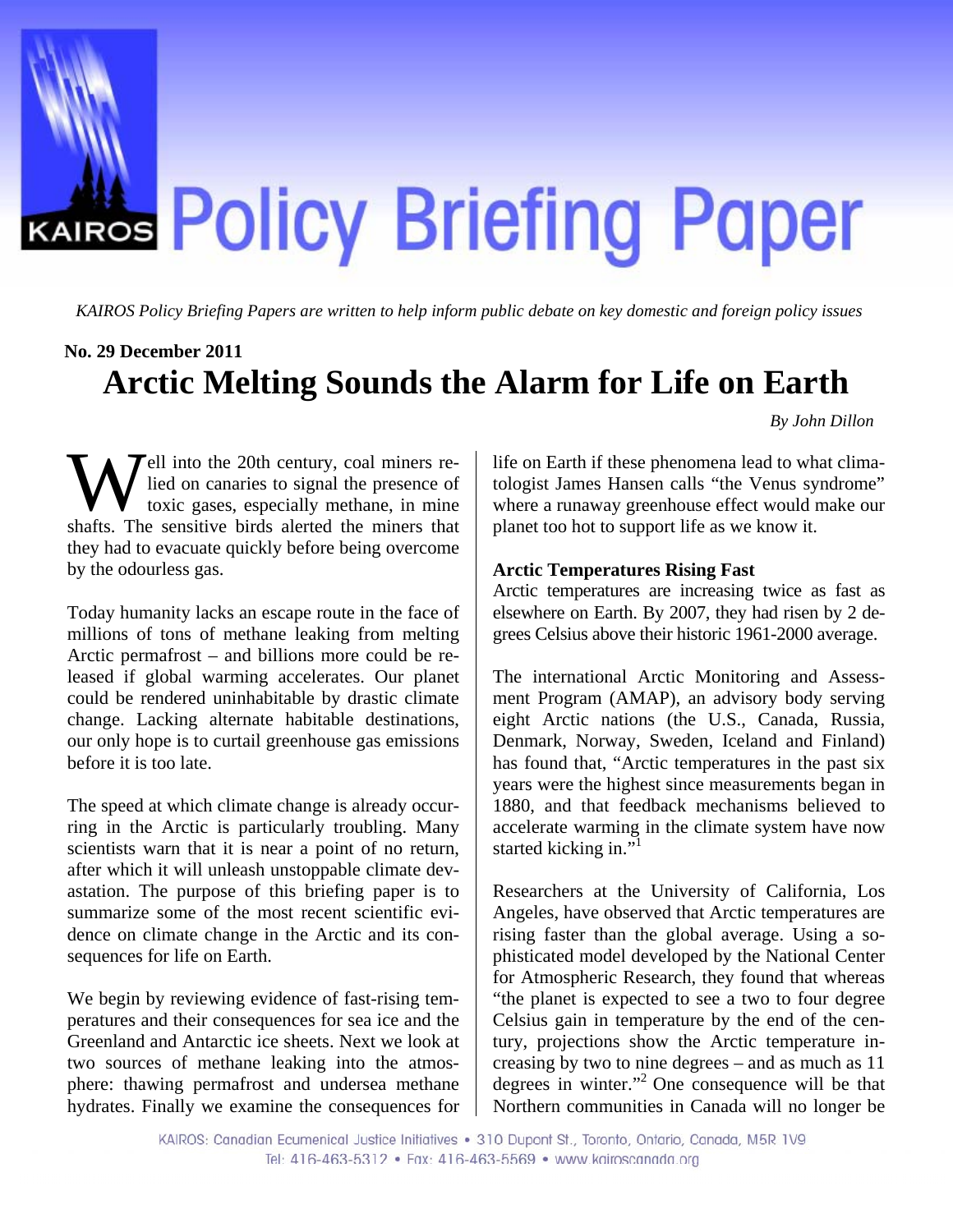# Policy Briefing Paper

*KAIROS Policy Briefing Papers are written to help inform public debate on key domestic and foreign policy issues*

**No. 29 December 2011**

# Arctic Melting Sounds the Alarm for Life on Earth

*By John Dillon*

Well into the 20th century, coal miners relied on canaries to signal the presence of toxic gases, especially methane, in mine shafts. The sensitive birds alerted the miners that they had to evacuate quickly before being overcome by the odourless gas.

Today humanity lacks an escape route in the face of millions of tons of methane leaking from melting Arctic permafrost – and billions more could be released if global warming accelerates. Our planet could be rendered uninhabitable by drastic climate change. Lacking alternate habitable destinations, our only hope is to curtail greenhouse gas emissions before it is too late.

The speed at which climate change is already occurring in the Arctic is particularly troubling. Many scientists warn that it is near a point of no return, after which it will unleash unstoppable climate devastation. The purpose of this briefing paper is to summarize some of the most recent scientific evidence on climate change in the Arctic and its consequences for life on Earth.

We begin by reviewing evidence of fast-rising temperatures and their consequences for sea ice and the Greenland and Antarctic ice sheets. Next we look at two sources of methane leaking into the atmosphere: thawing permafrost and undersea methane hydrates. Finally we examine the consequences for life on Earth if these phenomena lead to what climatologist James Hansen calls "the Venus syndrome" where a runaway greenhouse effect would make our planet too hot to support life as we know it.

### Arctic Temperatures Rising Fast

Arctic temperatures are increasing twice as fast as elsewhere on Earth. By 2007, they had risen by 2 degrees Celsius above their historic 1961-2000 average.

The international Arctic Monitoring and Assessment Program (AMAP), an advisory body serving eight Arctic nations (the U.S., Canada, Russia, Denmark, Norway, Sweden, Iceland and Finland) has found that, "Arctic temperatures in the past six years were the highest since measurements began in 1880, and that feedback mechanisms believed to accelerate warming in the climate system have now started kicking in."[1]

Researchers at the University of California, Los Angeles, have observed that Arctic temperatures are rising faster than the global average. Using a sophisticated model developed by the National Center for Atmospheric Research, they found that whereas "the planet is expected to see a two to four degree Celsius gain in temperature by the end of the century, projections show the Arctic temperature increasing by two to nine degrees – and as much as 11 degrees in winter."[2] One consequence will be that Northern communities in Canada will no longer be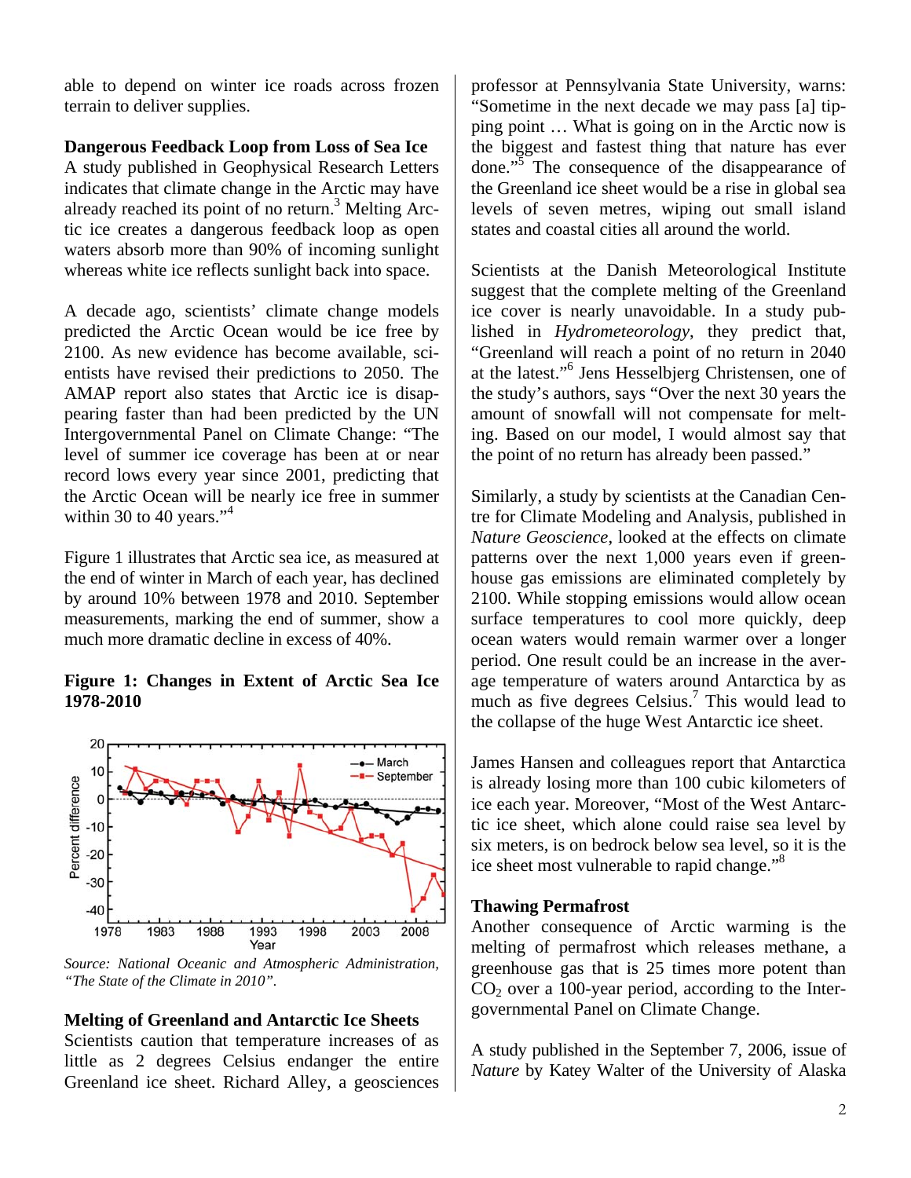able to depend on winter ice roads across frozen terrain to deliver supplies.

**Dangerous Feedback Loop from Loss of Sea Ice**

A study published in Geophysical Research Letters indicates that climate change in the Arctic may have already reached its point of no return.[3] Melting Arctic ice creates a dangerous feedback loop as open waters absorb more than 90% of incoming sunlight whereas white ice reflects sunlight back into space.

A decade ago, scientists' climate change models predicted the Arctic Ocean would be ice free by 2100. As new evidence has become available, scientists have revised their predictions to 2050. The AMAP report also states that Arctic ice is disappearing faster than had been predicted by the UN Intergovernmental Panel on Climate Change: "The level of summer ice coverage has been at or near record lows every year since 2001, predicting that the Arctic Ocean will be nearly ice free in summer within 30 to 40 years."[4]

Figure 1 illustrates that Arctic sea ice, as measured at the end of winter in March of each year, has declined by around 10% between 1978 and 2010. September measurements, marking the end of summer, show a much more dramatic decline in excess of 40%.

**Figure 1: Changes in Extent of Arctic Sea Ice 1978-2010**

*Source: National Oceanic and Atmospheric Administration, "The State of the Climate in 2010".*

**Melting of Greenland and Antarctic Ice Sheets**

Scientists caution that temperature increases of as little as 2 degrees Celsius endanger the entire Greenland ice sheet. Richard Alley, a geosciences professor at Pennsylvania State University, warns: "Sometime in the next decade we may pass [a] tipping point … What is going on in the Arctic now is the biggest and fastest thing that nature has ever done."[5] The consequence of the disappearance of the Greenland ice sheet would be a rise in global sea levels of seven metres, wiping out small island states and coastal cities all around the world.

Scientists at the Danish Meteorological Institute suggest that the complete melting of the Greenland ice cover is nearly unavoidable. In a study published in *Hydrometeorology*, they predict that, "Greenland will reach a point of no return in 2040 at the latest."[6] Jens Hesselbjerg Christensen, one of the study's authors, says "Over the next 30 years the amount of snowfall will not compensate for melting. Based on our model, I would almost say that the point of no return has already been passed."

Similarly, a study by scientists at the Canadian Centre for Climate Modeling and Analysis, published in *Nature Geoscience*, looked at the effects on climate patterns over the next 1,000 years even if greenhouse gas emissions are eliminated completely by 2100. While stopping emissions would allow ocean surface temperatures to cool more quickly, deep ocean waters would remain warmer over a longer period. One result could be an increase in the average temperature of waters around Antarctica by as much as five degrees Celsius.[7] This would lead to the collapse of the huge West Antarctic ice sheet.

James Hansen and colleagues report that Antarctica is already losing more than 100 cubic kilometers of ice each year. Moreover, "Most of the West Antarctic ice sheet, which alone could raise sea level by six meters, is on bedrock below sea level, so it is the ice sheet most vulnerable to rapid change."[8]

**Thawing Permafrost**

Another consequence of Arctic warming is the melting of permafrost which releases methane, a greenhouse gas that is 25 times more potent than $CO_2$ over a 100-year period, according to the Intergovernmental Panel on Climate Change.

A study published in the September 7, 2006, issue of *Nature* by Katey Walter of the University of Alaska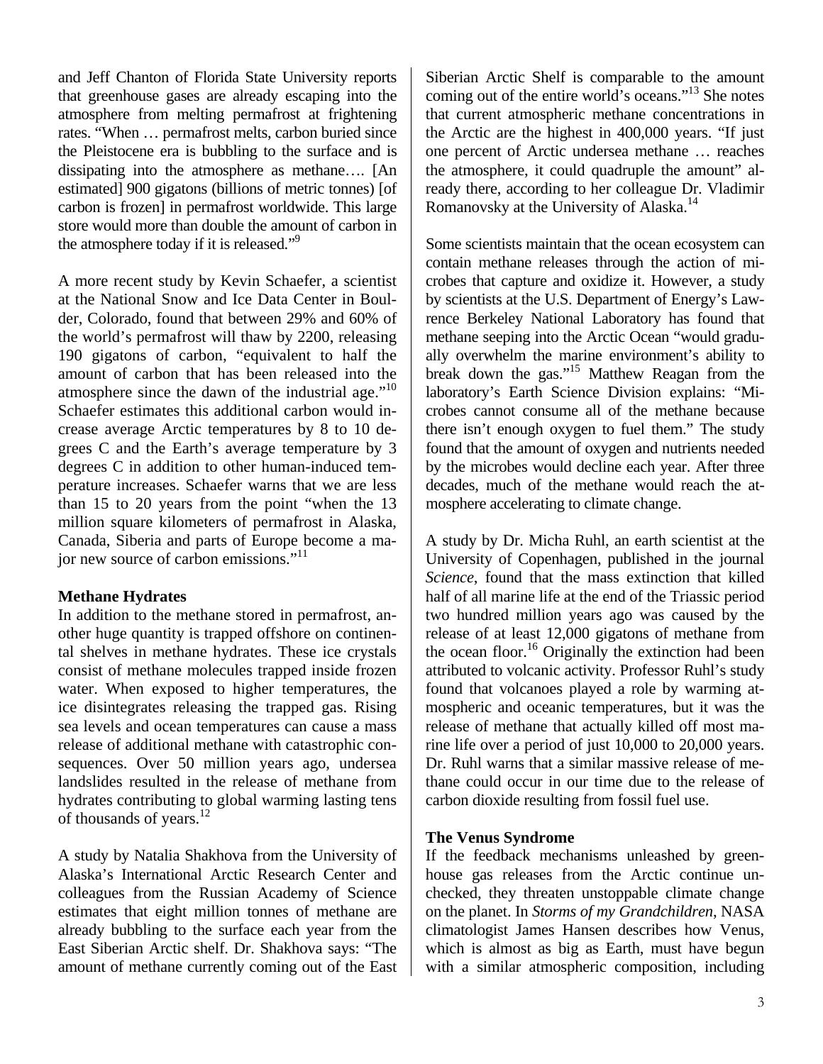and Jeff Chanton of Florida State University reports that greenhouse gases are already escaping into the atmosphere from melting permafrost at frightening rates. "When … permafrost melts, carbon buried since the Pleistocene era is bubbling to the surface and is dissipating into the atmosphere as methane…. [An estimated] 900 gigatons (billions of metric tonnes) [of carbon is frozen] in permafrost worldwide. This large store would more than double the amount of carbon in the atmosphere today if it is released."[9]

A more recent study by Kevin Schaefer, a scientist at the National Snow and Ice Data Center in Boulder, Colorado, found that between 29% and 60% of the world's permafrost will thaw by 2200, releasing 190 gigatons of carbon, "equivalent to half the amount of carbon that has been released into the atmosphere since the dawn of the industrial age."[10] Schaefer estimates this additional carbon would increase average Arctic temperatures by 8 to 10 degrees C and the Earth's average temperature by 3 degrees C in addition to other human-induced temperature increases. Schaefer warns that we are less than 15 to 20 years from the point "when the 13 million square kilometers of permafrost in Alaska, Canada, Siberia and parts of Europe become a major new source of carbon emissions."[11]

**Methane Hydrates**

In addition to the methane stored in permafrost, another huge quantity is trapped offshore on continental shelves in methane hydrates. These ice crystals consist of methane molecules trapped inside frozen water. When exposed to higher temperatures, the ice disintegrates releasing the trapped gas. Rising sea levels and ocean temperatures can cause a mass release of additional methane with catastrophic consequences. Over 50 million years ago, undersea landslides resulted in the release of methane from hydrates contributing to global warming lasting tens of thousands of years.[12]

A study by Natalia Shakhova from the University of Alaska's International Arctic Research Center and colleagues from the Russian Academy of Science estimates that eight million tonnes of methane are already bubbling to the surface each year from the East Siberian Arctic shelf. Dr. Shakhova says: "The amount of methane currently coming out of the East Siberian Arctic Shelf is comparable to the amount coming out of the entire world's oceans."[13] She notes that current atmospheric methane concentrations in the Arctic are the highest in 400,000 years. "If just one percent of Arctic undersea methane … reaches the atmosphere, it could quadruple the amount" already there, according to her colleague Dr. Vladimir Romanovsky at the University of Alaska.[14]

Some scientists maintain that the ocean ecosystem can contain methane releases through the action of microbes that capture and oxidize it. However, a study by scientists at the U.S. Department of Energy's Lawrence Berkeley National Laboratory has found that methane seeping into the Arctic Ocean "would gradually overwhelm the marine environment's ability to break down the gas."[15] Matthew Reagan from the laboratory's Earth Science Division explains: "Microbes cannot consume all of the methane because there isn't enough oxygen to fuel them." The study found that the amount of oxygen and nutrients needed by the microbes would decline each year. After three decades, much of the methane would reach the atmosphere accelerating to climate change.

A study by Dr. Micha Ruhl, an earth scientist at the University of Copenhagen, published in the journal *Science*, found that the mass extinction that killed half of all marine life at the end of the Triassic period two hundred million years ago was caused by the release of at least 12,000 gigatons of methane from the ocean floor.[16] Originally the extinction had been attributed to volcanic activity. Professor Ruhl's study found that volcanoes played a role by warming atmospheric and oceanic temperatures, but it was the release of methane that actually killed off most marine life over a period of just 10,000 to 20,000 years. Dr. Ruhl warns that a similar massive release of methane could occur in our time due to the release of carbon dioxide resulting from fossil fuel use.

**The Venus Syndrome**

If the feedback mechanisms unleashed by greenhouse gas releases from the Arctic continue unchecked, they threaten unstoppable climate change on the planet. In *Storms of my Grandchildren*, NASA climatologist James Hansen describes how Venus, which is almost as big as Earth, must have begun with a similar atmospheric composition, including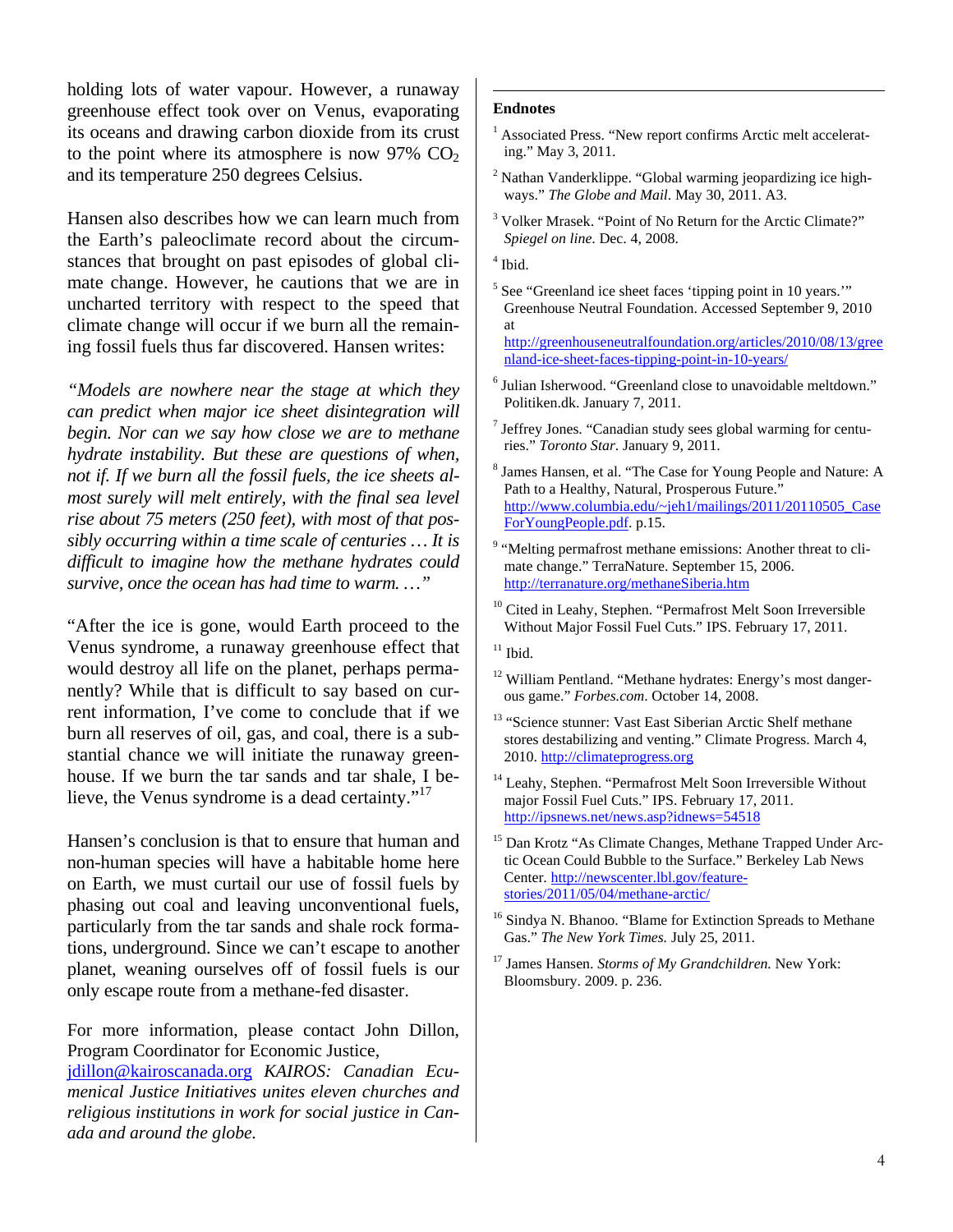holding lots of water vapour. However, a runaway greenhouse effect took over on Venus, evaporating its oceans and drawing carbon dioxide from its crust to the point where its atmosphere is now 97% $CO_2$ and its temperature 250 degrees Celsius.

Hansen also describes how we can learn much from the Earth's paleoclimate record about the circumstances that brought on past episodes of global climate change. However, he cautions that we are in uncharted territory with respect to the speed that climate change will occur if we burn all the remaining fossil fuels thus far discovered. Hansen writes:

*"Models are nowhere near the stage at which they can predict when major ice sheet disintegration will begin. Nor can we say how close we are to methane hydrate instability. But these are questions of when, not if. If we burn all the fossil fuels, the ice sheets almost surely will melt entirely, with the final sea level rise about 75 meters (250 feet), with most of that possibly occurring within a time scale of centuries … It is difficult to imagine how the methane hydrates could survive, once the ocean has had time to warm. …"*

"After the ice is gone, would Earth proceed to the Venus syndrome, a runaway greenhouse effect that would destroy all life on the planet, perhaps permanently? While that is difficult to say based on current information, I've come to conclude that if we burn all reserves of oil, gas, and coal, there is a substantial chance we will initiate the runaway greenhouse. If we burn the tar sands and tar shale, I believe, the Venus syndrome is a dead certainty."[17]

Hansen's conclusion is that to ensure that human and non-human species will have a habitable home here on Earth, we must curtail our use of fossil fuels by phasing out coal and leaving unconventional fuels, particularly from the tar sands and shale rock formations, underground. Since we can't escape to another planet, weaning ourselves off of fossil fuels is our only escape route from a methane-fed disaster.

For more information, please contact John Dillon, Program Coordinator for Economic Justice, jdillon@kairoscanada.org *KAIROS: Canadian Ecumenical Justice Initiatives unites eleven churches and religious institutions in work for social justice in Canada and around the globe.*

---

**Endnotes**

[1] Associated Press. "New report confirms Arctic melt accelerating." May 3, 2011.

[2] Nathan Vanderklippe. "Global warming jeopardizing ice highways." *The Globe and Mail*. May 30, 2011. A3.

[3] Volker Mrasek. "Point of No Return for the Arctic Climate?" *Spiegel on line*. Dec. 4, 2008.

[4] Ibid.

[5] See "Greenland ice sheet faces 'tipping point in 10 years.'" Greenhouse Neutral Foundation. Accessed September 9, 2010 at http://greenhouseneutralfoundation.org/articles/2010/08/13/greenland-ice-sheet-faces-tipping-point-in-10-years/

[6] Julian Isherwood. "Greenland close to unavoidable meltdown." Politiken.dk. January 7, 2011.

[7] Jeffrey Jones. "Canadian study sees global warming for centuries." *Toronto Star*. January 9, 2011.

[8] James Hansen, et al. "The Case for Young People and Nature: A Path to a Healthy, Natural, Prosperous Future." http://www.columbia.edu/~jeh1/mailings/2011/20110505_CaseForYoungPeople.pdf. p.15.

[9] "Melting permafrost methane emissions: Another threat to climate change." TerraNature. September 15, 2006. http://terranature.org/methaneSiberia.htm

[10] Cited in Leahy, Stephen. "Permafrost Melt Soon Irreversible Without Major Fossil Fuel Cuts." IPS. February 17, 2011.

[11] Ibid.

[12] William Pentland. "Methane hydrates: Energy's most dangerous game." *Forbes.com*. October 14, 2008.

[13] "Science stunner: Vast East Siberian Arctic Shelf methane stores destabilizing and venting." Climate Progress. March 4, 2010. http://climateprogress.org

[14] Leahy, Stephen. "Permafrost Melt Soon Irreversible Without major Fossil Fuel Cuts." IPS. February 17, 2011. http://ipsnews.net/news.asp?idnews=54518

[15] Dan Krotz "As Climate Changes, Methane Trapped Under Arctic Ocean Could Bubble to the Surface." Berkeley Lab News Center. http://newscenter.lbl.gov/feature-stories/2011/05/04/methane-arctic/

[16] Sindya N. Bhanoo. "Blame for Extinction Spreads to Methane Gas." *The New York Times.* July 25, 2011.

[17] James Hansen. *Storms of My Grandchildren.* New York: Bloomsbury. 2009. p. 236.